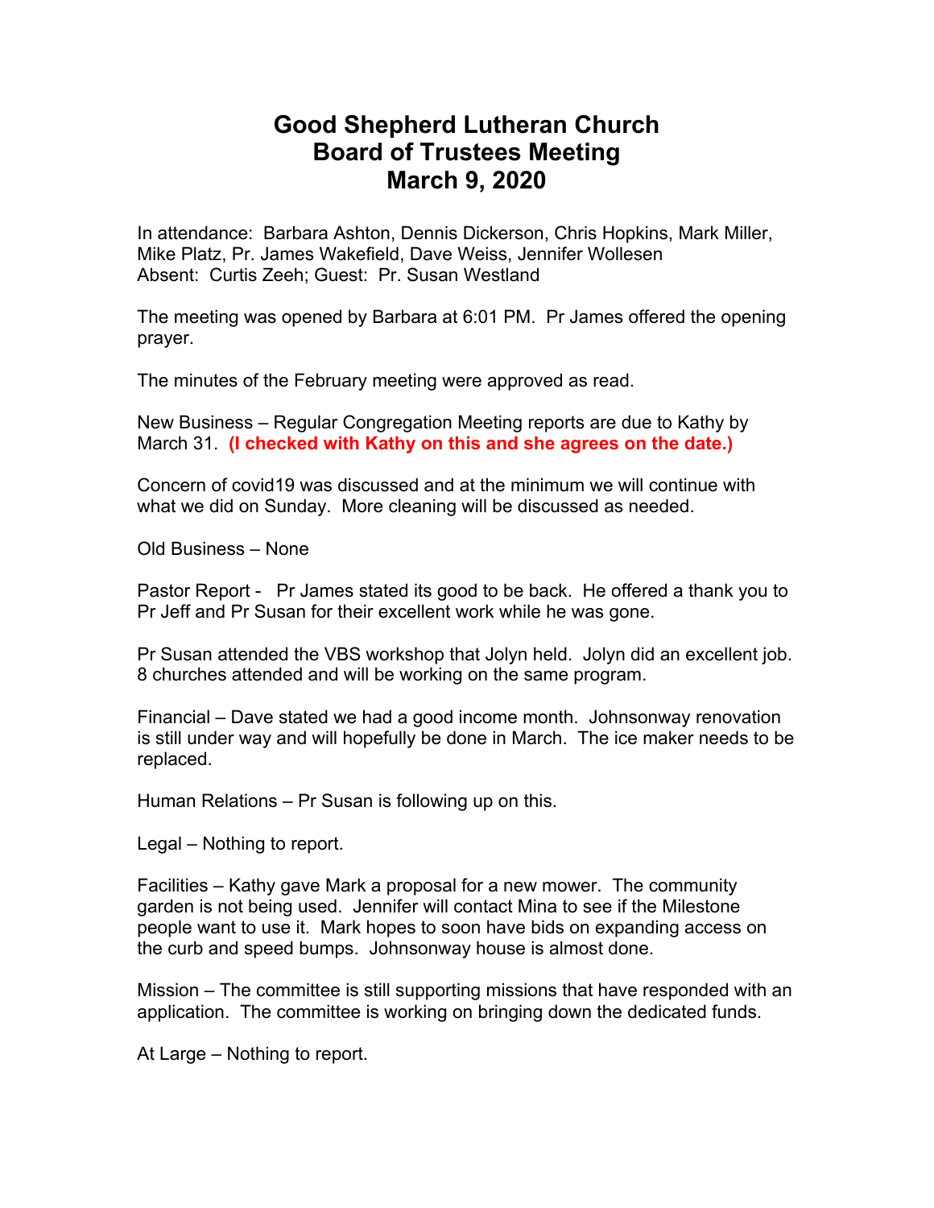# Good Shepherd Lutheran Church
# Board of Trustees Meeting
# March 9, 2020

In attendance: Barbara Ashton, Dennis Dickerson, Chris Hopkins, Mark Miller, Mike Platz, Pr. James Wakefield, Dave Weiss, Jennifer Wollesen
Absent: Curtis Zeeh; Guest: Pr. Susan Westland

The meeting was opened by Barbara at 6:01 PM. Pr James offered the opening prayer.

The minutes of the February meeting were approved as read.

New Business – Regular Congregation Meeting reports are due to Kathy by March 31. **(I checked with Kathy on this and she agrees on the date.)**

Concern of covid19 was discussed and at the minimum we will continue with what we did on Sunday. More cleaning will be discussed as needed.

Old Business – None

Pastor Report - Pr James stated its good to be back. He offered a thank you to Pr Jeff and Pr Susan for their excellent work while he was gone.

Pr Susan attended the VBS workshop that Jolyn held. Jolyn did an excellent job. 8 churches attended and will be working on the same program.

Financial – Dave stated we had a good income month. Johnsonway renovation is still under way and will hopefully be done in March. The ice maker needs to be replaced.

Human Relations – Pr Susan is following up on this.

Legal – Nothing to report.

Facilities – Kathy gave Mark a proposal for a new mower. The community garden is not being used. Jennifer will contact Mina to see if the Milestone people want to use it. Mark hopes to soon have bids on expanding access on the curb and speed bumps. Johnsonway house is almost done.

Mission – The committee is still supporting missions that have responded with an application. The committee is working on bringing down the dedicated funds.

At Large – Nothing to report.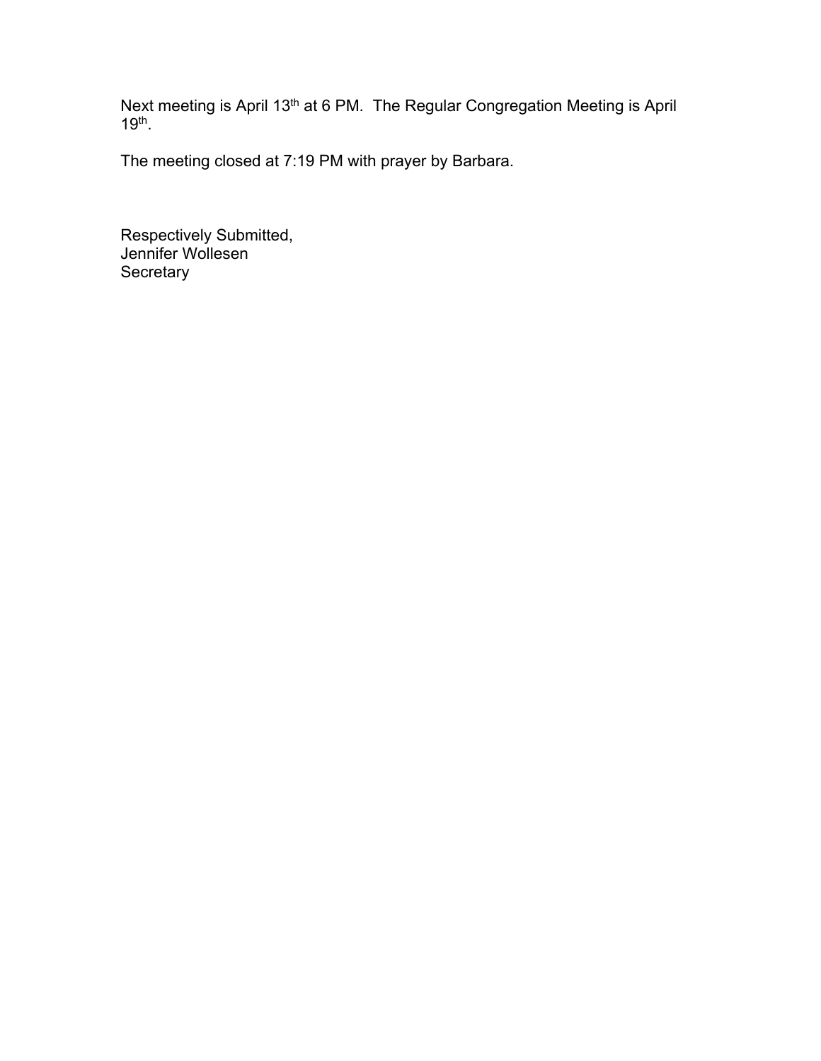Next meeting is April 13th at 6 PM. The Regular Congregation Meeting is April 19th.

The meeting closed at 7:19 PM with prayer by Barbara.

Respectively Submitted,
Jennifer Wollesen
Secretary